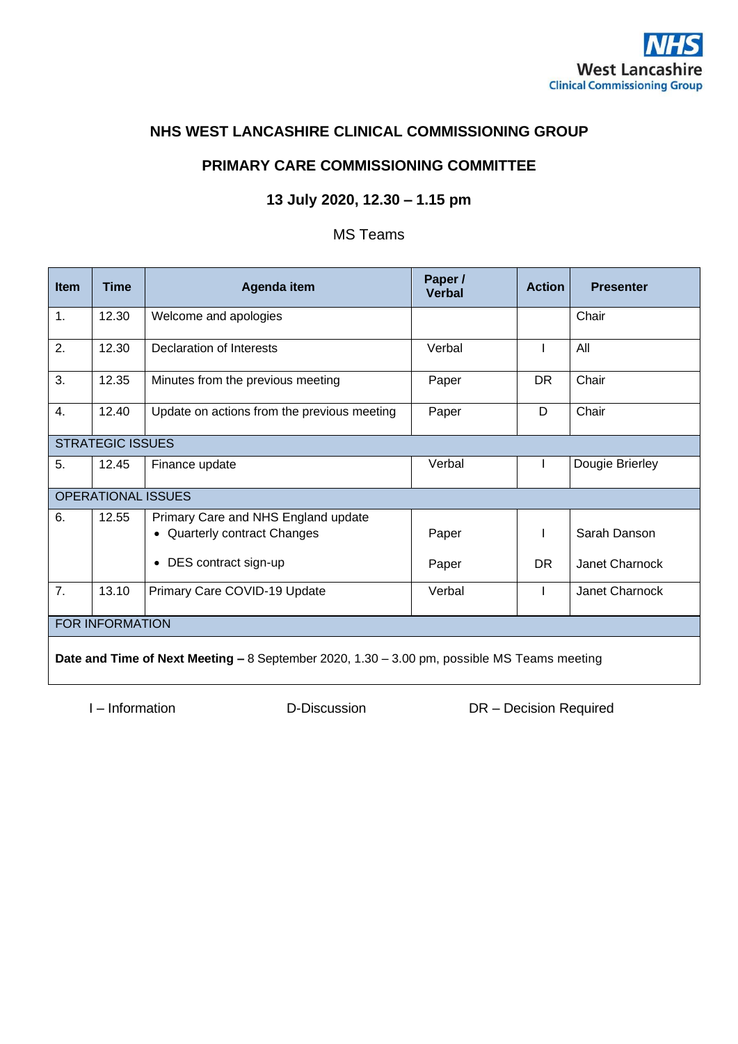NHS West Lancashire Clinical Commissioning Group

# NHS WEST LANCASHIRE CLINICAL COMMISSIONING GROUP

## PRIMARY CARE COMMISSIONING COMMITTEE

### 13 July 2020, 12.30 – 1.15 pm

MS Teams

| Item | Time | Agenda item | Paper / Verbal | Action | Presenter |
|---|---|---|---|---|---|
| 1. | 12.30 | Welcome and apologies | | | Chair |
| 2. | 12.30 | Declaration of Interests | Verbal | I | All |
| 3. | 12.35 | Minutes from the previous meeting | Paper | DR | Chair |
| 4. | 12.40 | Update on actions from the previous meeting | Paper | D | Chair |
| STRATEGIC ISSUES | | | | | |
| 5. | 12.45 | Finance update | Verbal | I | Dougie Brierley |
| OPERATIONAL ISSUES | | | | | |
| 6. | 12.55 | Primary Care and NHS England update<br>• Quarterly contract Changes<br>• DES contract sign-up | <br>Paper<br>Paper | <br>I<br>DR | <br>Sarah Danson<br>Janet Charnock |
| 7. | 13.10 | Primary Care COVID-19 Update | Verbal | I | Janet Charnock |
| FOR INFORMATION | | | | | |
| **Date and Time of Next Meeting –** 8 September 2020, 1.30 – 3.00 pm, possible MS Teams meeting | | | | | |

I – Information  D-Discussion  DR – Decision Required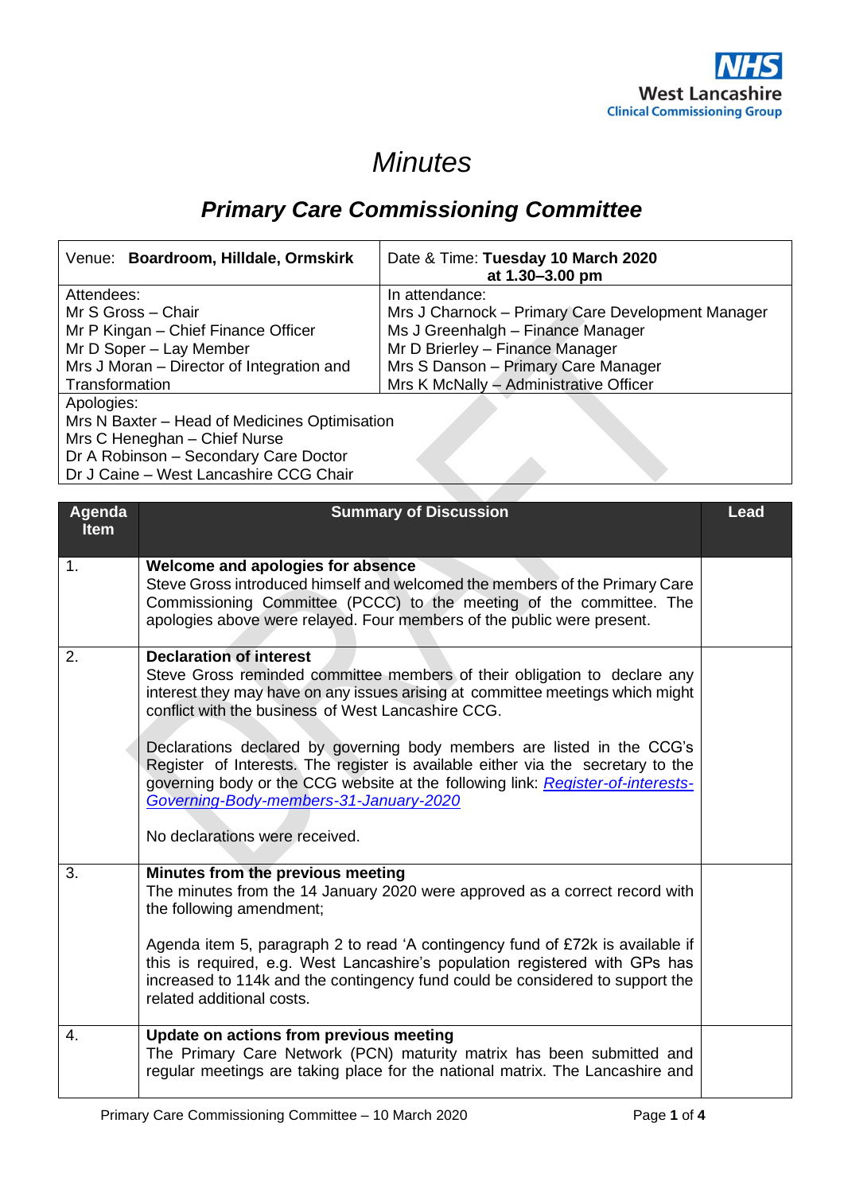# *Minutes*

## *Primary Care Commissioning Committee*

| Venue: **Boardroom, Hilldale, Ormskirk** | Date & Time: **Tuesday 10 March 2020 at 1.30–3.00 pm** |
|---|---|
| Attendees:<br>Mr S Gross – Chair<br>Mr P Kingan – Chief Finance Officer<br>Mr D Soper – Lay Member<br>Mrs J Moran – Director of Integration and Transformation | In attendance:<br>Mrs J Charnock – Primary Care Development Manager<br>Ms J Greenhalgh – Finance Manager<br>Mr D Brierley – Finance Manager<br>Mrs S Danson – Primary Care Manager<br>Mrs K McNally – Administrative Officer |
| Apologies:<br>Mrs N Baxter – Head of Medicines Optimisation<br>Mrs C Heneghan – Chief Nurse<br>Dr A Robinson – Secondary Care Doctor<br>Dr J Caine – West Lancashire CCG Chair | |

| Agenda Item | Summary of Discussion | Lead |
|---|---|---|
| 1. | **Welcome and apologies for absence**<br>Steve Gross introduced himself and welcomed the members of the Primary Care Commissioning Committee (PCCC) to the meeting of the committee. The apologies above were relayed. Four members of the public were present. | |
| 2. | **Declaration of interest**<br>Steve Gross reminded committee members of their obligation to declare any interest they may have on any issues arising at committee meetings which might conflict with the business of West Lancashire CCG.<br><br>Declarations declared by governing body members are listed in the CCG's Register of Interests. The register is available either via the secretary to the governing body or the CCG website at the following link: [Register-of-interests-Governing-Body-members-31-January-2020]()<br><br>No declarations were received. | |
| 3. | **Minutes from the previous meeting**<br>The minutes from the 14 January 2020 were approved as a correct record with the following amendment;<br><br>Agenda item 5, paragraph 2 to read 'A contingency fund of £72k is available if this is required, e.g. West Lancashire's population registered with GPs has increased to 114k and the contingency fund could be considered to support the related additional costs. | |
| 4. | **Update on actions from previous meeting**<br>The Primary Care Network (PCN) maturity matrix has been submitted and regular meetings are taking place for the national matrix. The Lancashire and | |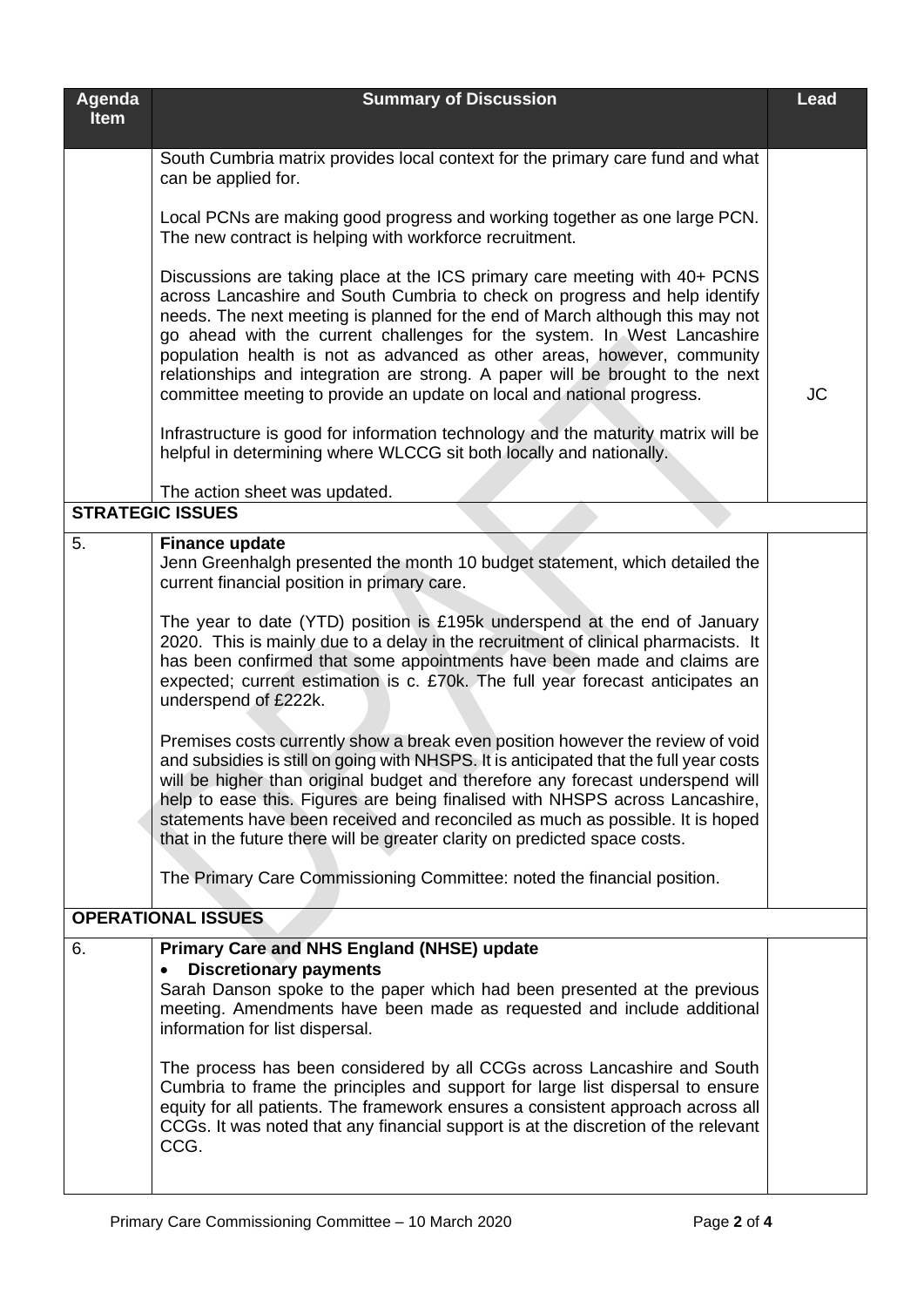| Agenda Item | Summary of Discussion | Lead |
|---|---|---|
| | South Cumbria matrix provides local context for the primary care fund and what can be applied for.<br><br>Local PCNs are making good progress and working together as one large PCN. The new contract is helping with workforce recruitment.<br><br>Discussions are taking place at the ICS primary care meeting with 40+ PCNS across Lancashire and South Cumbria to check on progress and help identify needs. The next meeting is planned for the end of March although this may not go ahead with the current challenges for the system. In West Lancashire population health is not as advanced as other areas, however, community relationships and integration are strong. A paper will be brought to the next committee meeting to provide an update on local and national progress.<br><br>Infrastructure is good for information technology and the maturity matrix will be helpful in determining where WLCCG sit both locally and nationally.<br><br>The action sheet was updated. | JC |
| **STRATEGIC ISSUES** | | |
| 5. | **Finance update**<br>Jenn Greenhalgh presented the month 10 budget statement, which detailed the current financial position in primary care.<br><br>The year to date (YTD) position is £195k underspend at the end of January 2020. This is mainly due to a delay in the recruitment of clinical pharmacists. It has been confirmed that some appointments have been made and claims are expected; current estimation is c. £70k. The full year forecast anticipates an underspend of £222k.<br><br>Premises costs currently show a break even position however the review of void and subsidies is still on going with NHSPS. It is anticipated that the full year costs will be higher than original budget and therefore any forecast underspend will help to ease this. Figures are being finalised with NHSPS across Lancashire, statements have been received and reconciled as much as possible. It is hoped that in the future there will be greater clarity on predicted space costs.<br><br>The Primary Care Commissioning Committee: noted the financial position. | |
| **OPERATIONAL ISSUES** | | |
| 6. | **Primary Care and NHS England (NHSE) update**<br>• **Discretionary payments**<br>Sarah Danson spoke to the paper which had been presented at the previous meeting. Amendments have been made as requested and include additional information for list dispersal.<br><br>The process has been considered by all CCGs across Lancashire and South Cumbria to frame the principles and support for large list dispersal to ensure equity for all patients. The framework ensures a consistent approach across all CCGs. It was noted that any financial support is at the discretion of the relevant CCG. | |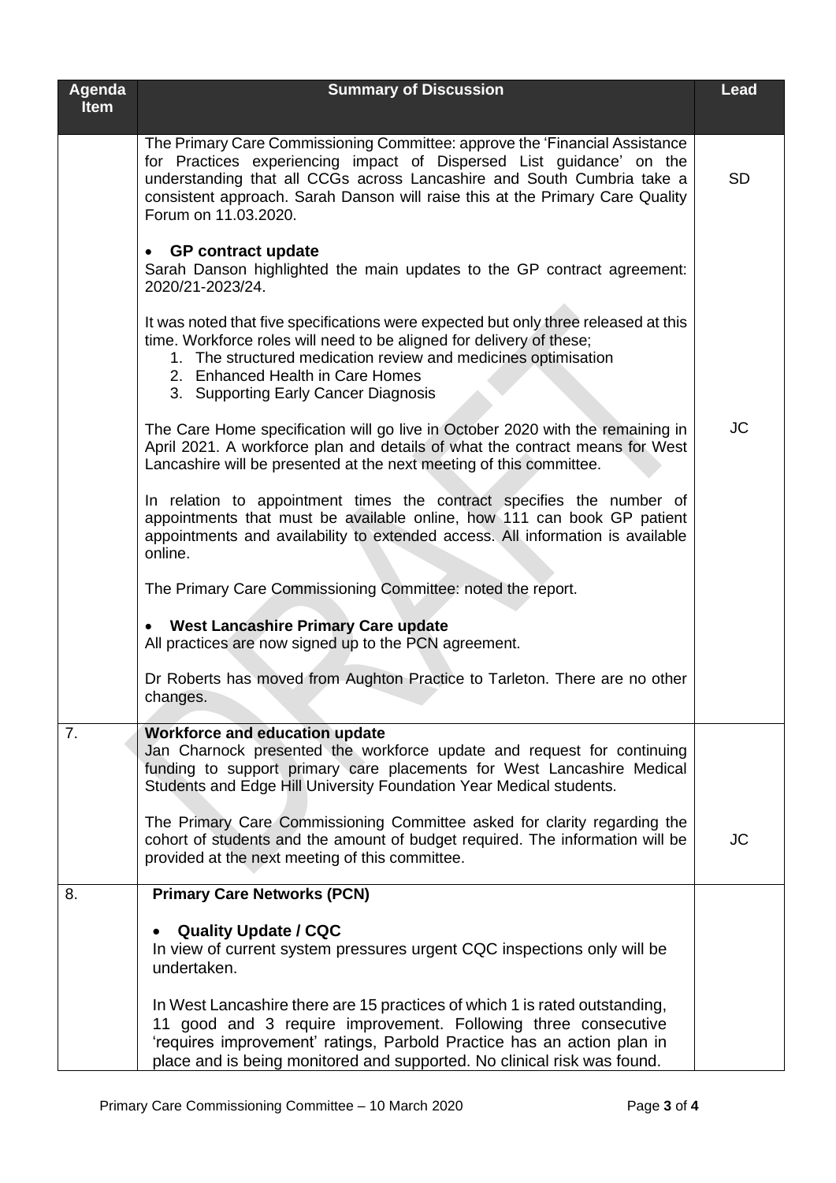| Agenda Item | Summary of Discussion | Lead |
|---|---|---|
| | The Primary Care Commissioning Committee: approve the 'Financial Assistance for Practices experiencing impact of Dispersed List guidance' on the understanding that all CCGs across Lancashire and South Cumbria take a consistent approach. Sarah Danson will raise this at the Primary Care Quality Forum on 11.03.2020. | SD |
| | • **GP contract update**<br>Sarah Danson highlighted the main updates to the GP contract agreement: 2020/21-2023/24.<br><br>It was noted that five specifications were expected but only three released at this time. Workforce roles will need to be aligned for delivery of these;<br>1. The structured medication review and medicines optimisation<br>2. Enhanced Health in Care Homes<br>3. Supporting Early Cancer Diagnosis<br><br>The Care Home specification will go live in October 2020 with the remaining in April 2021. A workforce plan and details of what the contract means for West Lancashire will be presented at the next meeting of this committee.<br><br>In relation to appointment times the contract specifies the number of appointments that must be available online, how 111 can book GP patient appointments and availability to extended access. All information is available online.<br><br>The Primary Care Commissioning Committee: noted the report.<br><br>• **West Lancashire Primary Care update**<br>All practices are now signed up to the PCN agreement.<br><br>Dr Roberts has moved from Aughton Practice to Tarleton. There are no other changes. | JC |
| 7. | **Workforce and education update**<br>Jan Charnock presented the workforce update and request for continuing funding to support primary care placements for West Lancashire Medical Students and Edge Hill University Foundation Year Medical students.<br><br>The Primary Care Commissioning Committee asked for clarity regarding the cohort of students and the amount of budget required. The information will be provided at the next meeting of this committee. | JC |
| 8. | **Primary Care Networks (PCN)**<br><br>• **Quality Update / CQC**<br>In view of current system pressures urgent CQC inspections only will be undertaken.<br><br>In West Lancashire there are 15 practices of which 1 is rated outstanding, 11 good and 3 require improvement. Following three consecutive 'requires improvement' ratings, Parbold Practice has an action plan in place and is being monitored and supported. No clinical risk was found. | |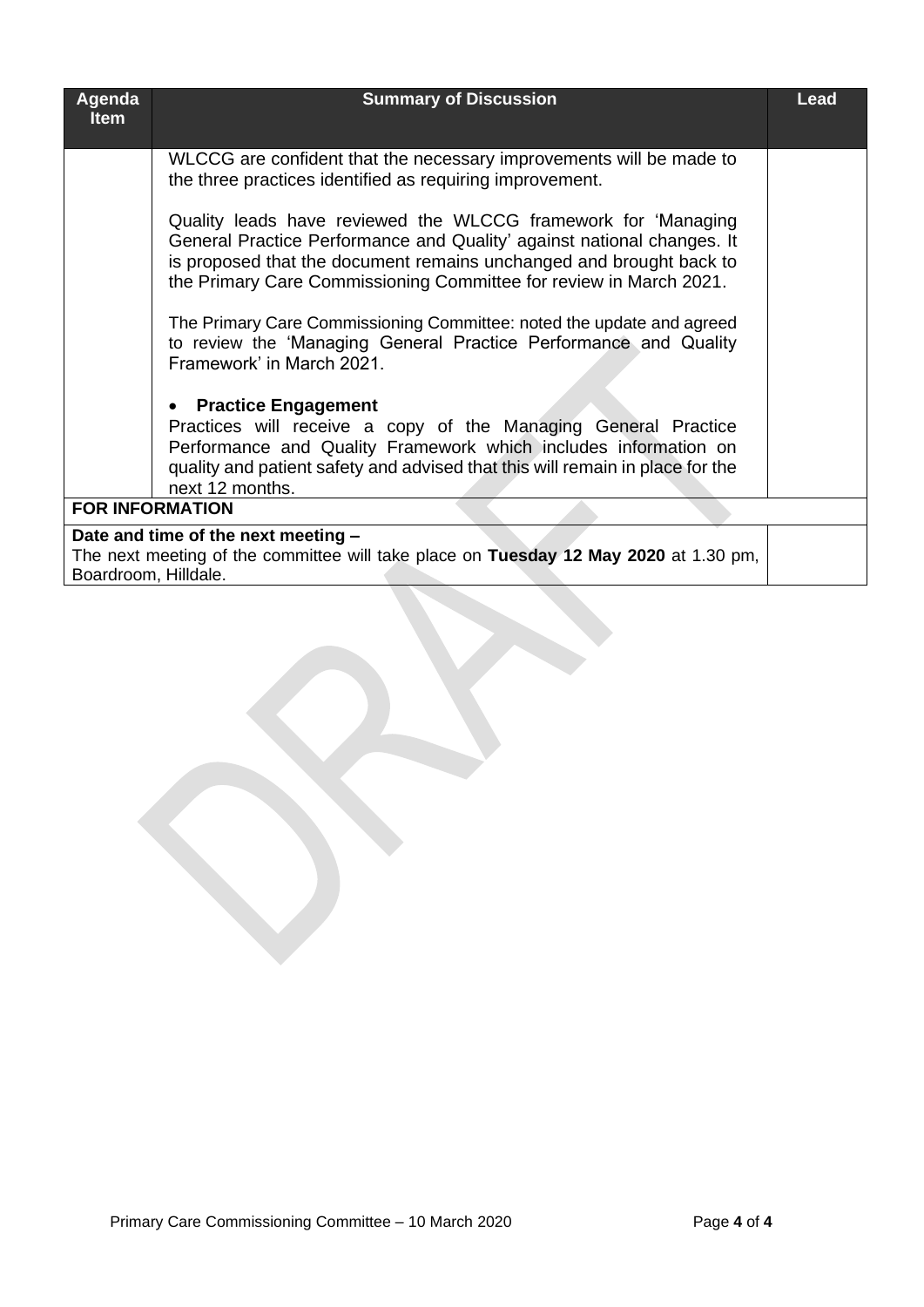| Agenda Item | Summary of Discussion | Lead |
|---|---|---|
| | WLCCG are confident that the necessary improvements will be made to the three practices identified as requiring improvement.<br><br>Quality leads have reviewed the WLCCG framework for 'Managing General Practice Performance and Quality' against national changes. It is proposed that the document remains unchanged and brought back to the Primary Care Commissioning Committee for review in March 2021.<br><br>The Primary Care Commissioning Committee: noted the update and agreed to review the 'Managing General Practice Performance and Quality Framework' in March 2021.<br><br>• **Practice Engagement**<br>Practices will receive a copy of the Managing General Practice Performance and Quality Framework which includes information on quality and patient safety and advised that this will remain in place for the next 12 months. | |
| **FOR INFORMATION** | | |
| **Date and time of the next meeting –**<br>The next meeting of the committee will take place on **Tuesday 12 May 2020** at 1.30 pm, Boardroom, Hilldale. | | |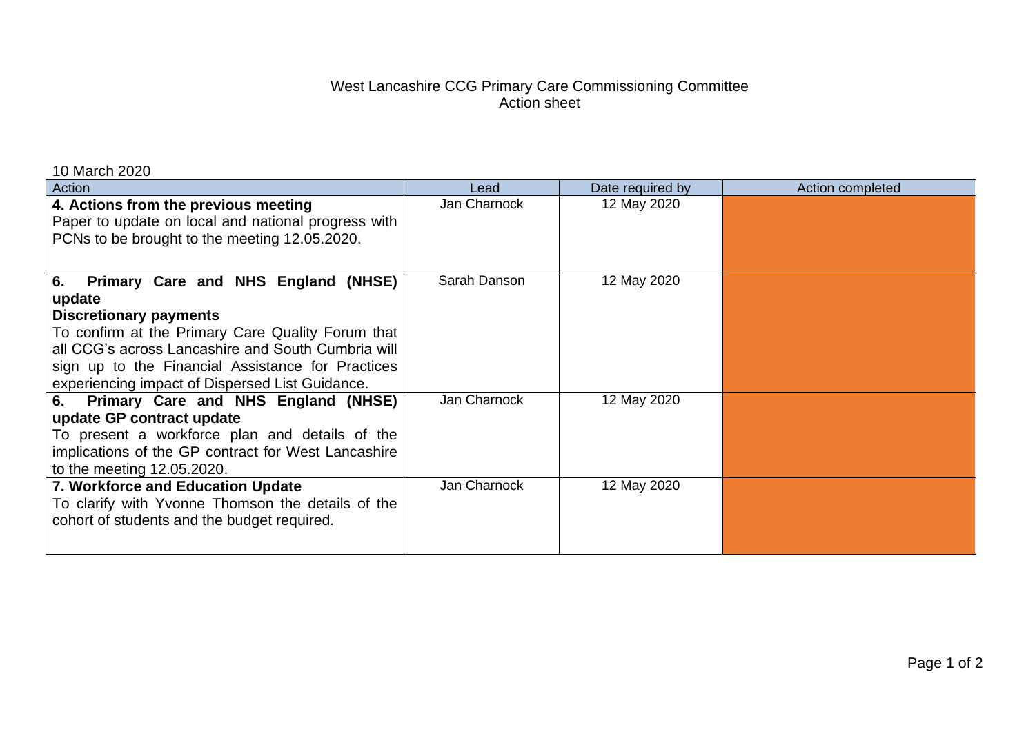West Lancashire CCG Primary Care Commissioning Committee
Action sheet

10 March 2020

| Action | Lead | Date required by | Action completed |
|---|---|---|---|
| **4. Actions from the previous meeting** Paper to update on local and national progress with PCNs to be brought to the meeting 12.05.2020. | Jan Charnock | 12 May 2020 | |
| **6. Primary Care and NHS England (NHSE) update** **Discretionary payments** To confirm at the Primary Care Quality Forum that all CCG's across Lancashire and South Cumbria will sign up to the Financial Assistance for Practices experiencing impact of Dispersed List Guidance. | Sarah Danson | 12 May 2020 | |
| **6. Primary Care and NHS England (NHSE) update GP contract update** To present a workforce plan and details of the implications of the GP contract for West Lancashire to the meeting 12.05.2020. | Jan Charnock | 12 May 2020 | |
| **7. Workforce and Education Update** To clarify with Yvonne Thomson the details of the cohort of students and the budget required. | Jan Charnock | 12 May 2020 | |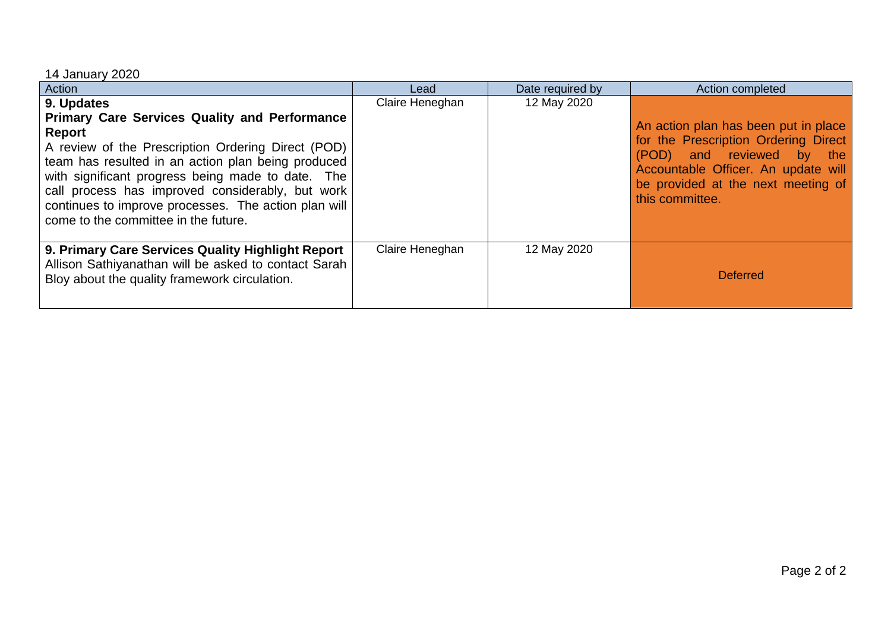14 January 2020

| Action | Lead | Date required by | Action completed |
|---|---|---|---|
| **9. Updates**<br>**Primary Care Services Quality and Performance Report**<br>A review of the Prescription Ordering Direct (POD) team has resulted in an action plan being produced with significant progress being made to date. The call process has improved considerably, but work continues to improve processes. The action plan will come to the committee in the future. | Claire Heneghan | 12 May 2020 | An action plan has been put in place for the Prescription Ordering Direct (POD) and reviewed by the Accountable Officer. An update will be provided at the next meeting of this committee. |
| **9. Primary Care Services Quality Highlight Report**<br>Allison Sathiyanathan will be asked to contact Sarah Bloy about the quality framework circulation. | Claire Heneghan | 12 May 2020 | Deferred |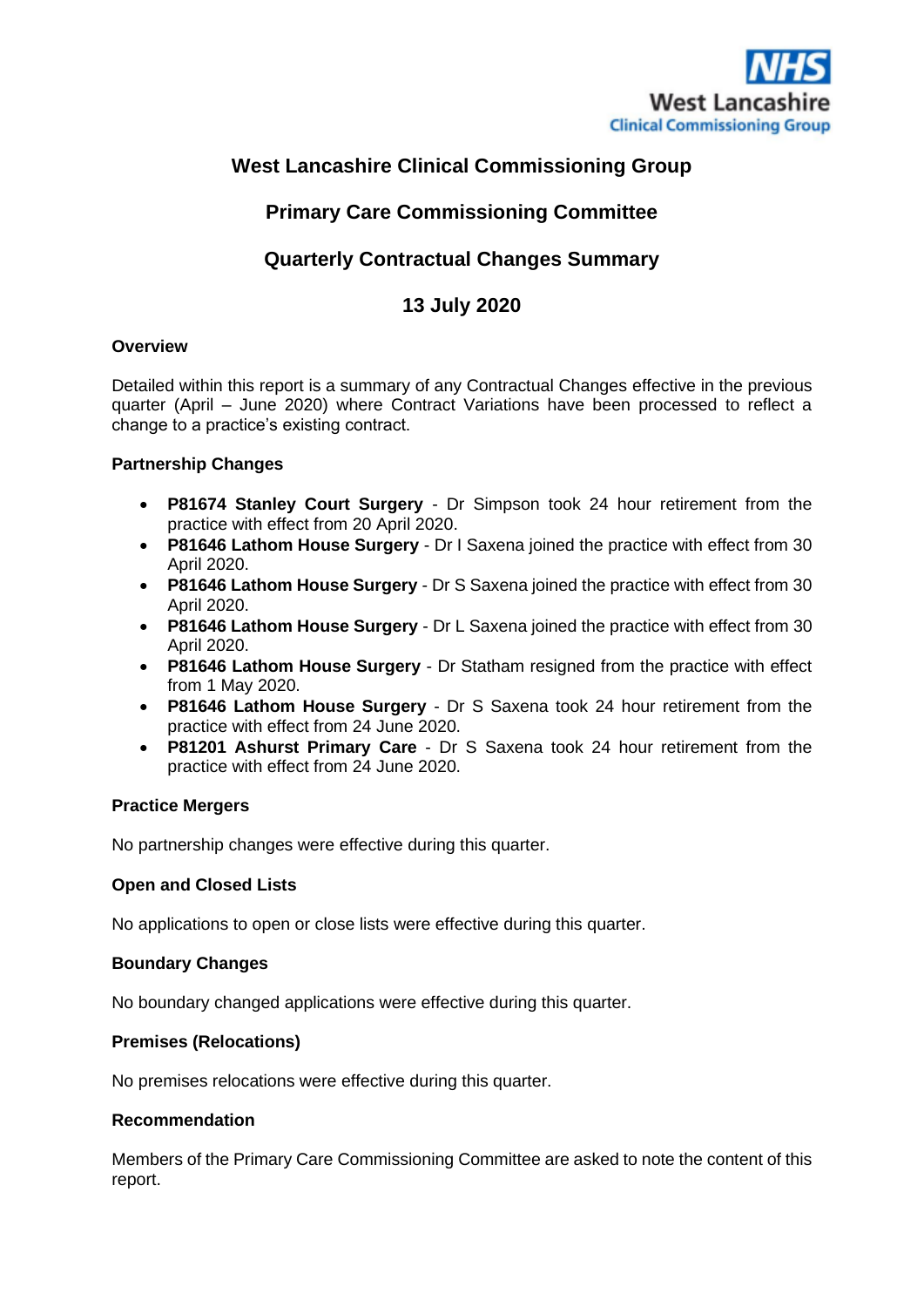# West Lancashire Clinical Commissioning Group

## Primary Care Commissioning Committee

## Quarterly Contractual Changes Summary

## 13 July 2020

### Overview

Detailed within this report is a summary of any Contractual Changes effective in the previous quarter (April – June 2020) where Contract Variations have been processed to reflect a change to a practice's existing contract.

### Partnership Changes

- **P81674 Stanley Court Surgery** - Dr Simpson took 24 hour retirement from the practice with effect from 20 April 2020.
- **P81646 Lathom House Surgery** - Dr I Saxena joined the practice with effect from 30 April 2020.
- **P81646 Lathom House Surgery** - Dr S Saxena joined the practice with effect from 30 April 2020.
- **P81646 Lathom House Surgery** - Dr L Saxena joined the practice with effect from 30 April 2020.
- **P81646 Lathom House Surgery** - Dr Statham resigned from the practice with effect from 1 May 2020.
- **P81646 Lathom House Surgery** - Dr S Saxena took 24 hour retirement from the practice with effect from 24 June 2020.
- **P81201 Ashurst Primary Care** - Dr S Saxena took 24 hour retirement from the practice with effect from 24 June 2020.

### Practice Mergers

No partnership changes were effective during this quarter.

### Open and Closed Lists

No applications to open or close lists were effective during this quarter.

### Boundary Changes

No boundary changed applications were effective during this quarter.

### Premises (Relocations)

No premises relocations were effective during this quarter.

### Recommendation

Members of the Primary Care Commissioning Committee are asked to note the content of this report.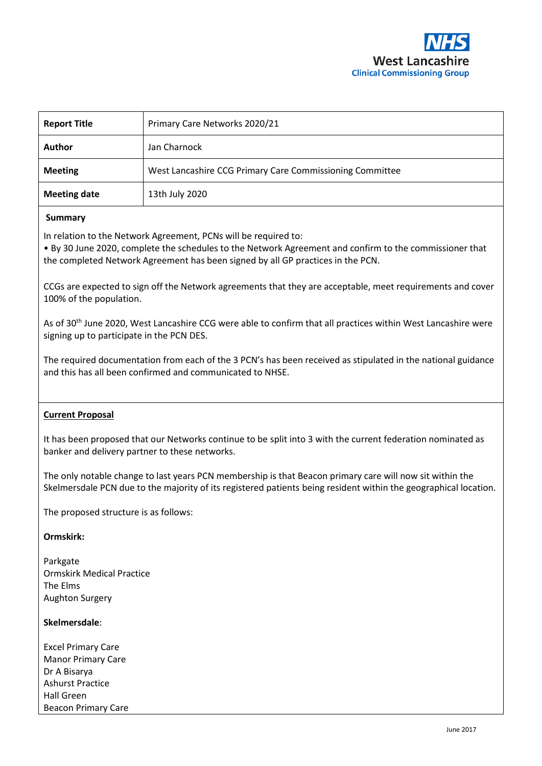| **Report Title** | Primary Care Networks 2020/21 |
|---|---|
| **Author** | Jan Charnock |
| **Meeting** | West Lancashire CCG Primary Care Commissioning Committee |
| **Meeting date** | 13th July 2020 |

**Summary**

In relation to the Network Agreement, PCNs will be required to:
• By 30 June 2020, complete the schedules to the Network Agreement and confirm to the commissioner that the completed Network Agreement has been signed by all GP practices in the PCN.

CCGs are expected to sign off the Network agreements that they are acceptable, meet requirements and cover 100% of the population.

As of 30th June 2020, West Lancashire CCG were able to confirm that all practices within West Lancashire were signing up to participate in the PCN DES.

The required documentation from each of the 3 PCN's has been received as stipulated in the national guidance and this has all been confirmed and communicated to NHSE.

**Current Proposal**

It has been proposed that our Networks continue to be split into 3 with the current federation nominated as banker and delivery partner to these networks.

The only notable change to last years PCN membership is that Beacon primary care will now sit within the Skelmersdale PCN due to the majority of its registered patients being resident within the geographical location.

The proposed structure is as follows:

**Ormskirk:**

Parkgate
Ormskirk Medical Practice
The Elms
Aughton Surgery

**Skelmersdale**:

Excel Primary Care
Manor Primary Care
Dr A Bisarya
Ashurst Practice
Hall Green
Beacon Primary Care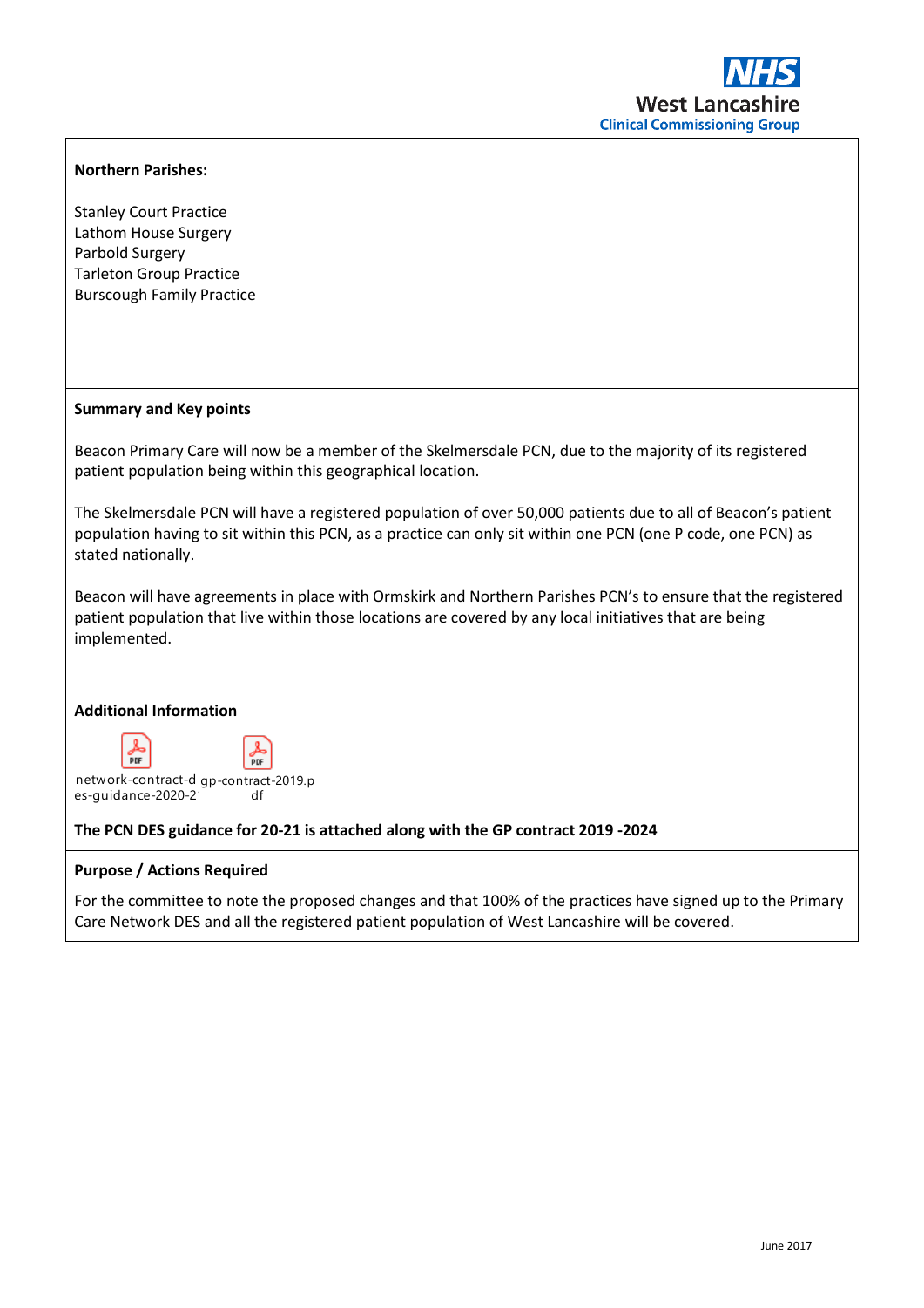**Northern Parishes:**

Stanley Court Practice
Lathom House Surgery
Parbold Surgery
Tarleton Group Practice
Burscough Family Practice

**Summary and Key points**

Beacon Primary Care will now be a member of the Skelmersdale PCN, due to the majority of its registered patient population being within this geographical location.

The Skelmersdale PCN will have a registered population of over 50,000 patients due to all of Beacon's patient population having to sit within this PCN, as a practice can only sit within one PCN (one P code, one PCN) as stated nationally.

Beacon will have agreements in place with Ormskirk and Northern Parishes PCN's to ensure that the registered patient population that live within those locations are covered by any local initiatives that are being implemented.

**Additional Information**

network-contract-des-guidance-2020-2 gp-contract-2019.pdf

**The PCN DES guidance for 20-21 is attached along with the GP contract 2019 -2024**

**Purpose / Actions Required**

For the committee to note the proposed changes and that 100% of the practices have signed up to the Primary Care Network DES and all the registered patient population of West Lancashire will be covered.